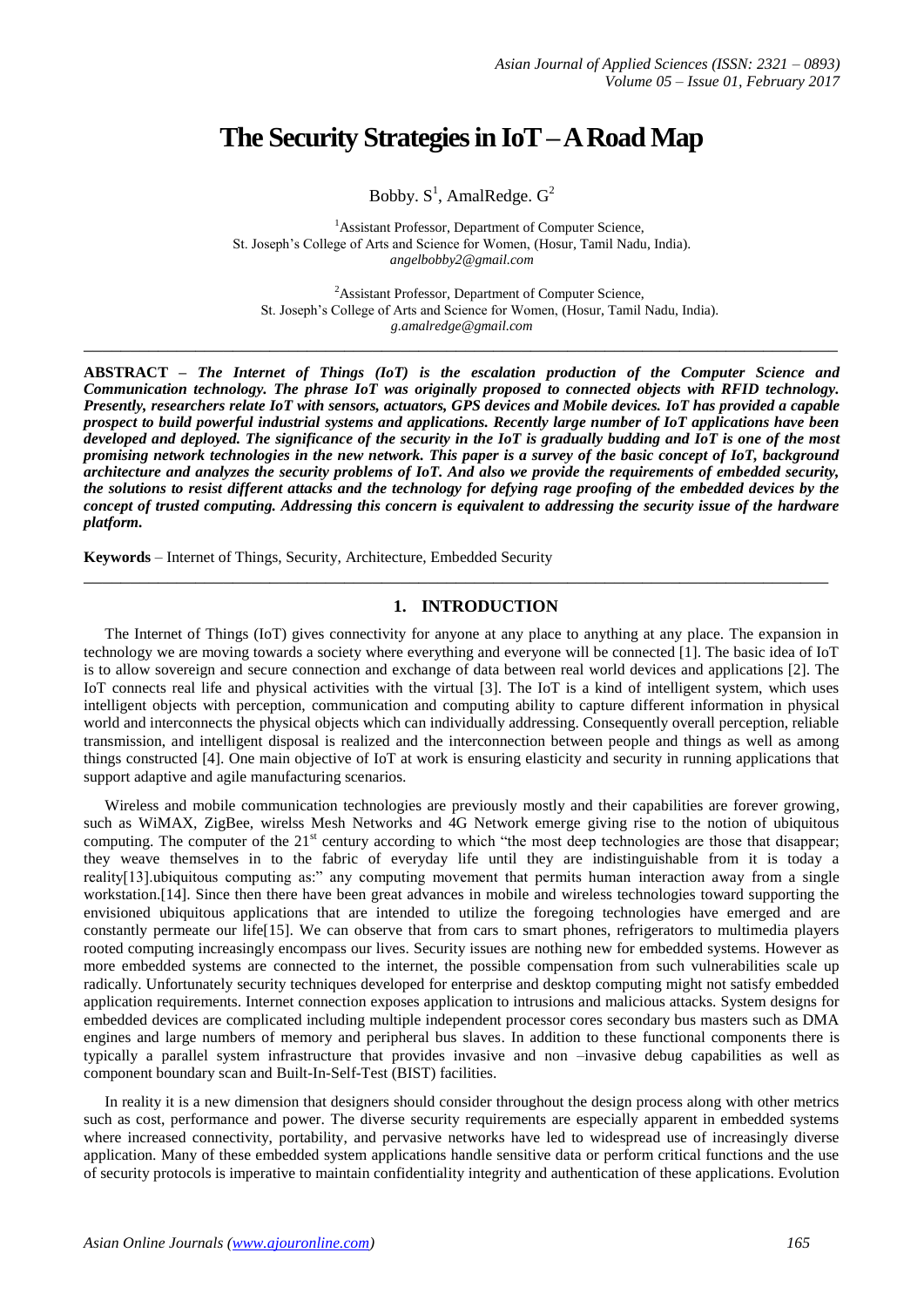# The Security Strategies in IoT – A Road Map

Bobby. S[1], AmalRedge. G[2]

[1]Assistant Professor, Department of Computer Science,
St. Joseph's College of Arts and Science for Women, (Hosur, Tamil Nadu, India).
*angelbobby2@gmail.com*

[2]Assistant Professor, Department of Computer Science,
St. Joseph's College of Arts and Science for Women, (Hosur, Tamil Nadu, India).
*g.amalredge@gmail.com*

---

**ABSTRACT –** ***The Internet of Things (IoT) is the escalation production of the Computer Science and Communication technology. The phrase IoT was originally proposed to connected objects with RFID technology. Presently, researchers relate IoT with sensors, actuators, GPS devices and Mobile devices. IoT has provided a capable prospect to build powerful industrial systems and applications. Recently large number of IoT applications have been developed and deployed. The significance of the security in the IoT is gradually budding and IoT is one of the most promising network technologies in the new network. This paper is a survey of the basic concept of IoT, background architecture and analyzes the security problems of IoT. And also we provide the requirements of embedded security, the solutions to resist different attacks and the technology for defying rage proofing of the embedded devices by the concept of trusted computing. Addressing this concern is equivalent to addressing the security issue of the hardware platform.***

**Keywords** – Internet of Things, Security, Architecture, Embedded Security

---

## 1. INTRODUCTION

The Internet of Things (IoT) gives connectivity for anyone at any place to anything at any place. The expansion in technology we are moving towards a society where everything and everyone will be connected [1]. The basic idea of IoT is to allow sovereign and secure connection and exchange of data between real world devices and applications [2]. The IoT connects real life and physical activities with the virtual [3]. The IoT is a kind of intelligent system, which uses intelligent objects with perception, communication and computing ability to capture different information in physical world and interconnects the physical objects which can individually addressing. Consequently overall perception, reliable transmission, and intelligent disposal is realized and the interconnection between people and things as well as among things constructed [4]. One main objective of IoT at work is ensuring elasticity and security in running applications that support adaptive and agile manufacturing scenarios.

Wireless and mobile communication technologies are previously mostly and their capabilities are forever growing, such as WiMAX, ZigBee, wirelss Mesh Networks and 4G Network emerge giving rise to the notion of ubiquitous computing. The computer of the 21[st] century according to which "the most deep technologies are those that disappear; they weave themselves in to the fabric of everyday life until they are indistinguishable from it is today a reality[13].ubiquitous computing as:" any computing movement that permits human interaction away from a single workstation.[14]. Since then there have been great advances in mobile and wireless technologies toward supporting the envisioned ubiquitous applications that are intended to utilize the foregoing technologies have emerged and are constantly permeate our life[15]. We can observe that from cars to smart phones, refrigerators to multimedia players rooted computing increasingly encompass our lives. Security issues are nothing new for embedded systems. However as more embedded systems are connected to the internet, the possible compensation from such vulnerabilities scale up radically. Unfortunately security techniques developed for enterprise and desktop computing might not satisfy embedded application requirements. Internet connection exposes application to intrusions and malicious attacks. System designs for embedded devices are complicated including multiple independent processor cores secondary bus masters such as DMA engines and large numbers of memory and peripheral bus slaves. In addition to these functional components there is typically a parallel system infrastructure that provides invasive and non –invasive debug capabilities as well as component boundary scan and Built-In-Self-Test (BIST) facilities.

In reality it is a new dimension that designers should consider throughout the design process along with other metrics such as cost, performance and power. The diverse security requirements are especially apparent in embedded systems where increased connectivity, portability, and pervasive networks have led to widespread use of increasingly diverse application. Many of these embedded system applications handle sensitive data or perform critical functions and the use of security protocols is imperative to maintain confidentiality integrity and authentication of these applications. Evolution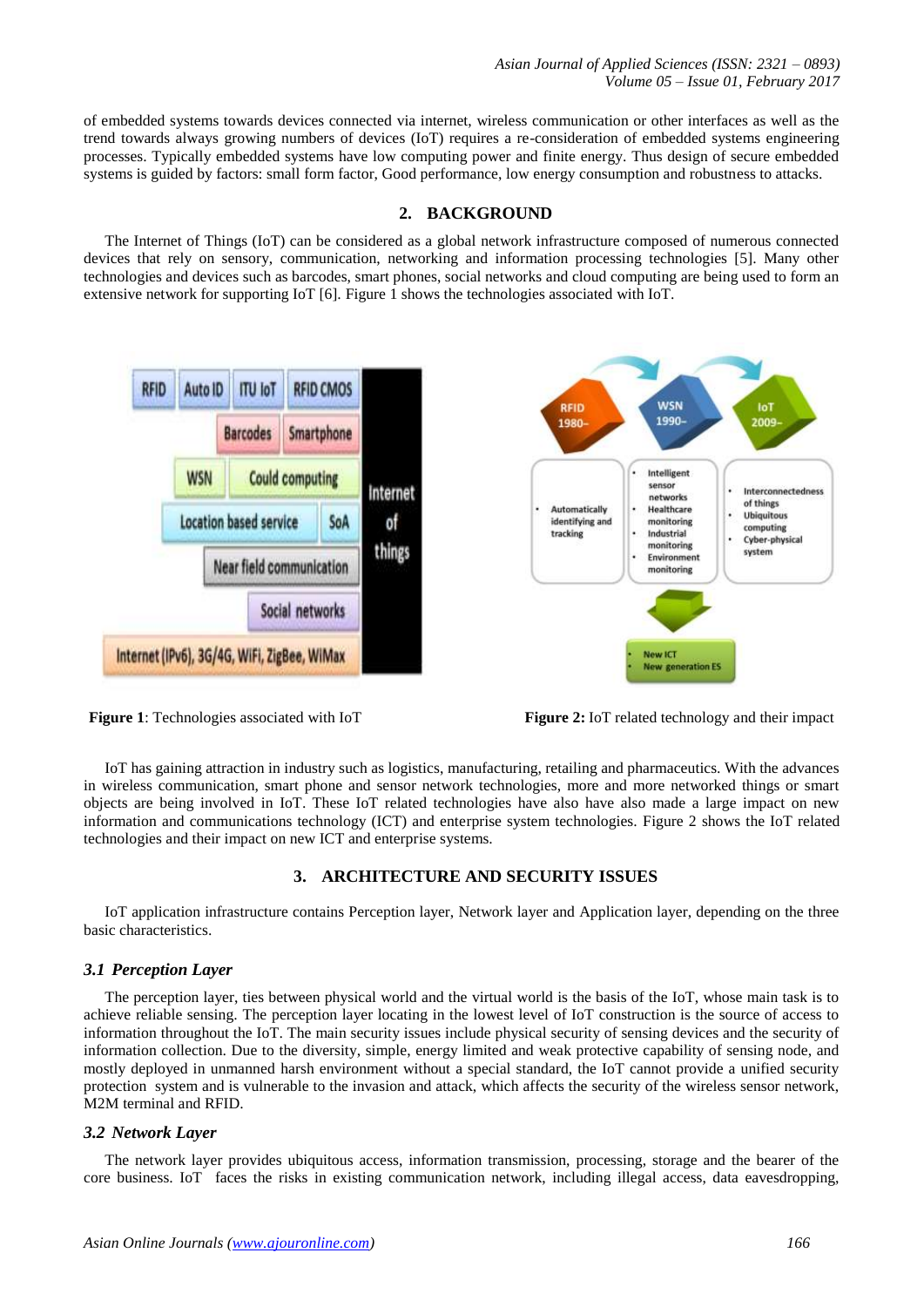of embedded systems towards devices connected via internet, wireless communication or other interfaces as well as the trend towards always growing numbers of devices (IoT) requires a re-consideration of embedded systems engineering processes. Typically embedded systems have low computing power and finite energy. Thus design of secure embedded systems is guided by factors: small form factor, Good performance, low energy consumption and robustness to attacks.

## 2. BACKGROUND

The Internet of Things (IoT) can be considered as a global network infrastructure composed of numerous connected devices that rely on sensory, communication, networking and information processing technologies [5]. Many other technologies and devices such as barcodes, smart phones, social networks and cloud computing are being used to form an extensive network for supporting IoT [6]. Figure 1 shows the technologies associated with IoT.

**Figure 1**: Technologies associated with IoT

**Figure 2:** IoT related technology and their impact

IoT has gaining attraction in industry such as logistics, manufacturing, retailing and pharmaceutics. With the advances in wireless communication, smart phone and sensor network technologies, more and more networked things or smart objects are being involved in IoT. These IoT related technologies have also have also made a large impact on new information and communications technology (ICT) and enterprise system technologies. Figure 2 shows the IoT related technologies and their impact on new ICT and enterprise systems.

## 3. ARCHITECTURE AND SECURITY ISSUES

IoT application infrastructure contains Perception layer, Network layer and Application layer, depending on the three basic characteristics.

### *3.1 Perception Layer*

The perception layer, ties between physical world and the virtual world is the basis of the IoT, whose main task is to achieve reliable sensing. The perception layer locating in the lowest level of IoT construction is the source of access to information throughout the IoT. The main security issues include physical security of sensing devices and the security of information collection. Due to the diversity, simple, energy limited and weak protective capability of sensing node, and mostly deployed in unmanned harsh environment without a special standard, the IoT cannot provide a unified security protection system and is vulnerable to the invasion and attack, which affects the security of the wireless sensor network, M2M terminal and RFID.

### *3.2 Network Layer*

The network layer provides ubiquitous access, information transmission, processing, storage and the bearer of the core business. IoT faces the risks in existing communication network, including illegal access, data eavesdropping,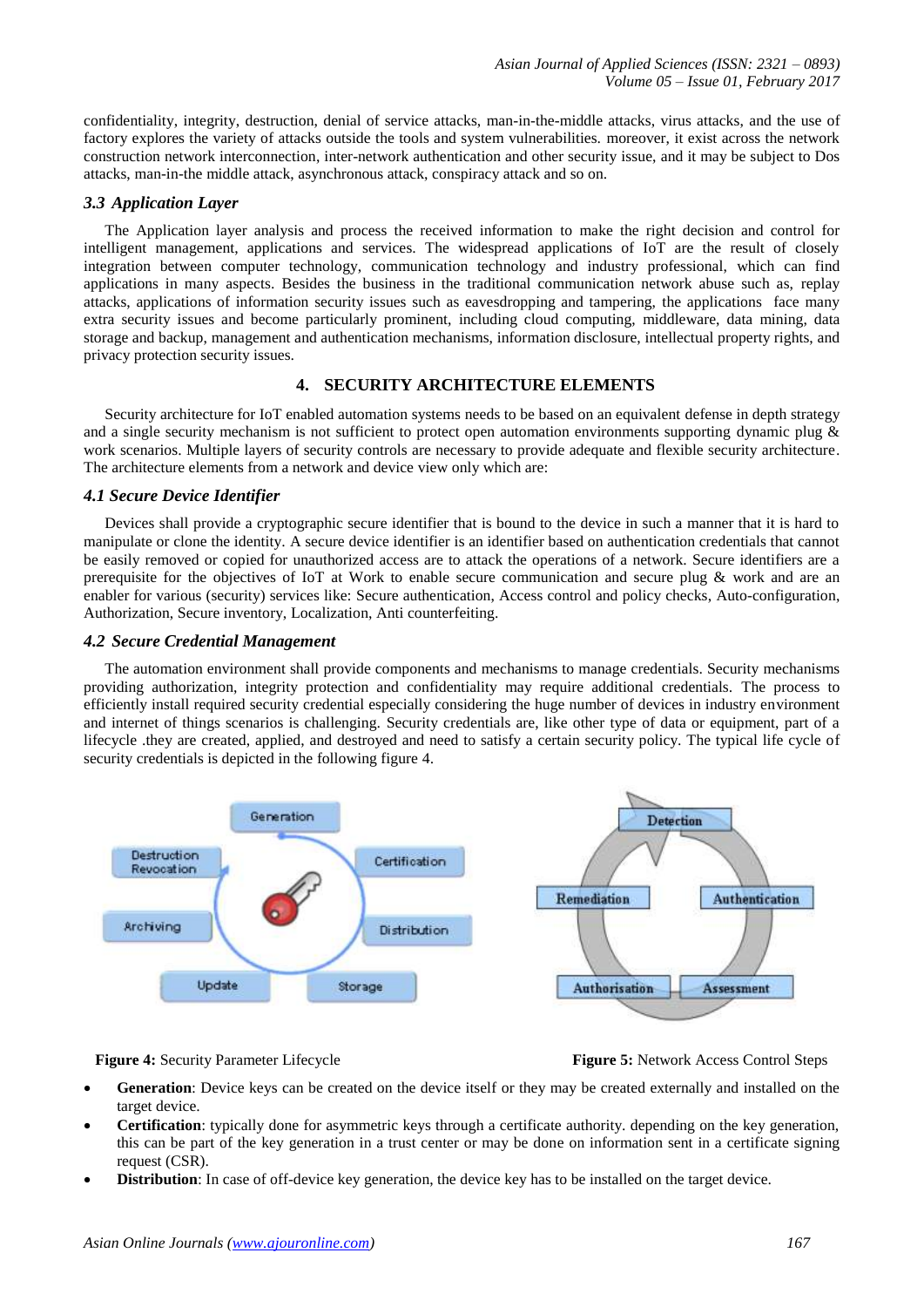confidentiality, integrity, destruction, denial of service attacks, man-in-the-middle attacks, virus attacks, and the use of factory explores the variety of attacks outside the tools and system vulnerabilities. moreover, it exist across the network construction network interconnection, inter-network authentication and other security issue, and it may be subject to Dos attacks, man-in-the middle attack, asynchronous attack, conspiracy attack and so on.

### *3.3 Application Layer*

The Application layer analysis and process the received information to make the right decision and control for intelligent management, applications and services. The widespread applications of IoT are the result of closely integration between computer technology, communication technology and industry professional, which can find applications in many aspects. Besides the business in the traditional communication network abuse such as, replay attacks, applications of information security issues such as eavesdropping and tampering, the applications face many extra security issues and become particularly prominent, including cloud computing, middleware, data mining, data storage and backup, management and authentication mechanisms, information disclosure, intellectual property rights, and privacy protection security issues.

## 4. SECURITY ARCHITECTURE ELEMENTS

Security architecture for IoT enabled automation systems needs to be based on an equivalent defense in depth strategy and a single security mechanism is not sufficient to protect open automation environments supporting dynamic plug & work scenarios. Multiple layers of security controls are necessary to provide adequate and flexible security architecture. The architecture elements from a network and device view only which are:

### *4.1 Secure Device Identifier*

Devices shall provide a cryptographic secure identifier that is bound to the device in such a manner that it is hard to manipulate or clone the identity. A secure device identifier is an identifier based on authentication credentials that cannot be easily removed or copied for unauthorized access are to attack the operations of a network. Secure identifiers are a prerequisite for the objectives of IoT at Work to enable secure communication and secure plug & work and are an enabler for various (security) services like: Secure authentication, Access control and policy checks, Auto-configuration, Authorization, Secure inventory, Localization, Anti counterfeiting.

### *4.2 Secure Credential Management*

The automation environment shall provide components and mechanisms to manage credentials. Security mechanisms providing authorization, integrity protection and confidentiality may require additional credentials. The process to efficiently install required security credential especially considering the huge number of devices in industry environment and internet of things scenarios is challenging. Security credentials are, like other type of data or equipment, part of a lifecycle .they are created, applied, and destroyed and need to satisfy a certain security policy. The typical life cycle of security credentials is depicted in the following figure 4.

**Figure 4:** Security Parameter Lifecycle

**Figure 5:** Network Access Control Steps

- **Generation**: Device keys can be created on the device itself or they may be created externally and installed on the target device.
- **Certification**: typically done for asymmetric keys through a certificate authority. depending on the key generation, this can be part of the key generation in a trust center or may be done on information sent in a certificate signing request (CSR).
- **Distribution**: In case of off-device key generation, the device key has to be installed on the target device.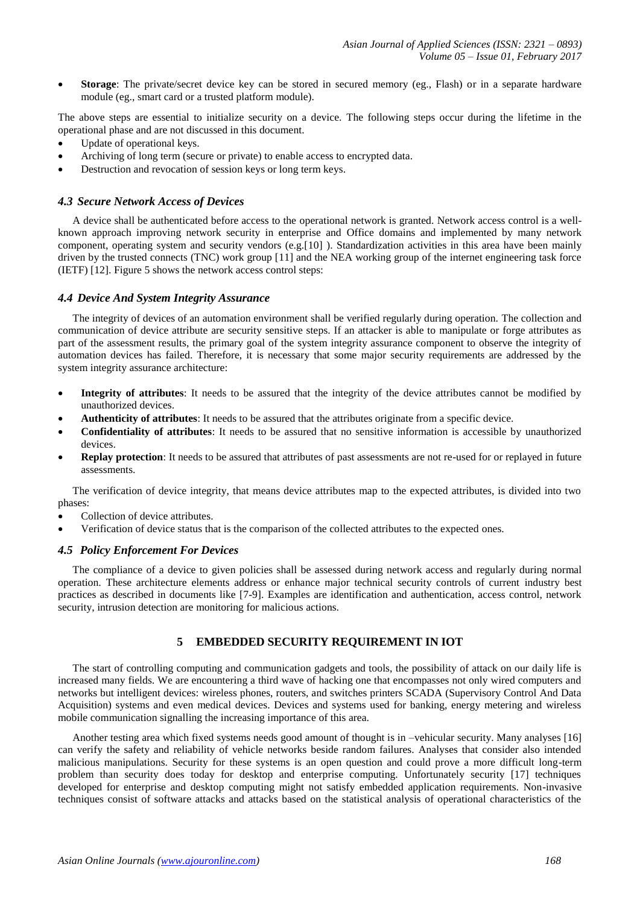- **Storage**: The private/secret device key can be stored in secured memory (eg., Flash) or in a separate hardware module (eg., smart card or a trusted platform module).

The above steps are essential to initialize security on a device. The following steps occur during the lifetime in the operational phase and are not discussed in this document.

- Update of operational keys.
- Archiving of long term (secure or private) to enable access to encrypted data.
- Destruction and revocation of session keys or long term keys.

### *4.3 Secure Network Access of Devices*

A device shall be authenticated before access to the operational network is granted. Network access control is a well-known approach improving network security in enterprise and Office domains and implemented by many network component, operating system and security vendors (e.g.[10] ). Standardization activities in this area have been mainly driven by the trusted connects (TNC) work group [11] and the NEA working group of the internet engineering task force (IETF) [12]. Figure 5 shows the network access control steps:

### *4.4 Device And System Integrity Assurance*

The integrity of devices of an automation environment shall be verified regularly during operation. The collection and communication of device attribute are security sensitive steps. If an attacker is able to manipulate or forge attributes as part of the assessment results, the primary goal of the system integrity assurance component to observe the integrity of automation devices has failed. Therefore, it is necessary that some major security requirements are addressed by the system integrity assurance architecture:

- **Integrity of attributes**: It needs to be assured that the integrity of the device attributes cannot be modified by unauthorized devices.
- **Authenticity of attributes**: It needs to be assured that the attributes originate from a specific device.
- **Confidentiality of attributes**: It needs to be assured that no sensitive information is accessible by unauthorized devices.
- **Replay protection**: It needs to be assured that attributes of past assessments are not re-used for or replayed in future assessments.

The verification of device integrity, that means device attributes map to the expected attributes, is divided into two phases:

- Collection of device attributes.
- Verification of device status that is the comparison of the collected attributes to the expected ones.

### *4.5 Policy Enforcement For Devices*

The compliance of a device to given policies shall be assessed during network access and regularly during normal operation. These architecture elements address or enhance major technical security controls of current industry best practices as described in documents like [7-9]. Examples are identification and authentication, access control, network security, intrusion detection are monitoring for malicious actions.

## 5 EMBEDDED SECURITY REQUIREMENT IN IOT

The start of controlling computing and communication gadgets and tools, the possibility of attack on our daily life is increased many fields. We are encountering a third wave of hacking one that encompasses not only wired computers and networks but intelligent devices: wireless phones, routers, and switches printers SCADA (Supervisory Control And Data Acquisition) systems and even medical devices. Devices and systems used for banking, energy metering and wireless mobile communication signalling the increasing importance of this area.

Another testing area which fixed systems needs good amount of thought is in –vehicular security. Many analyses [16] can verify the safety and reliability of vehicle networks beside random failures. Analyses that consider also intended malicious manipulations. Security for these systems is an open question and could prove a more difficult long-term problem than security does today for desktop and enterprise computing. Unfortunately security [17] techniques developed for enterprise and desktop computing might not satisfy embedded application requirements. Non-invasive techniques consist of software attacks and attacks based on the statistical analysis of operational characteristics of the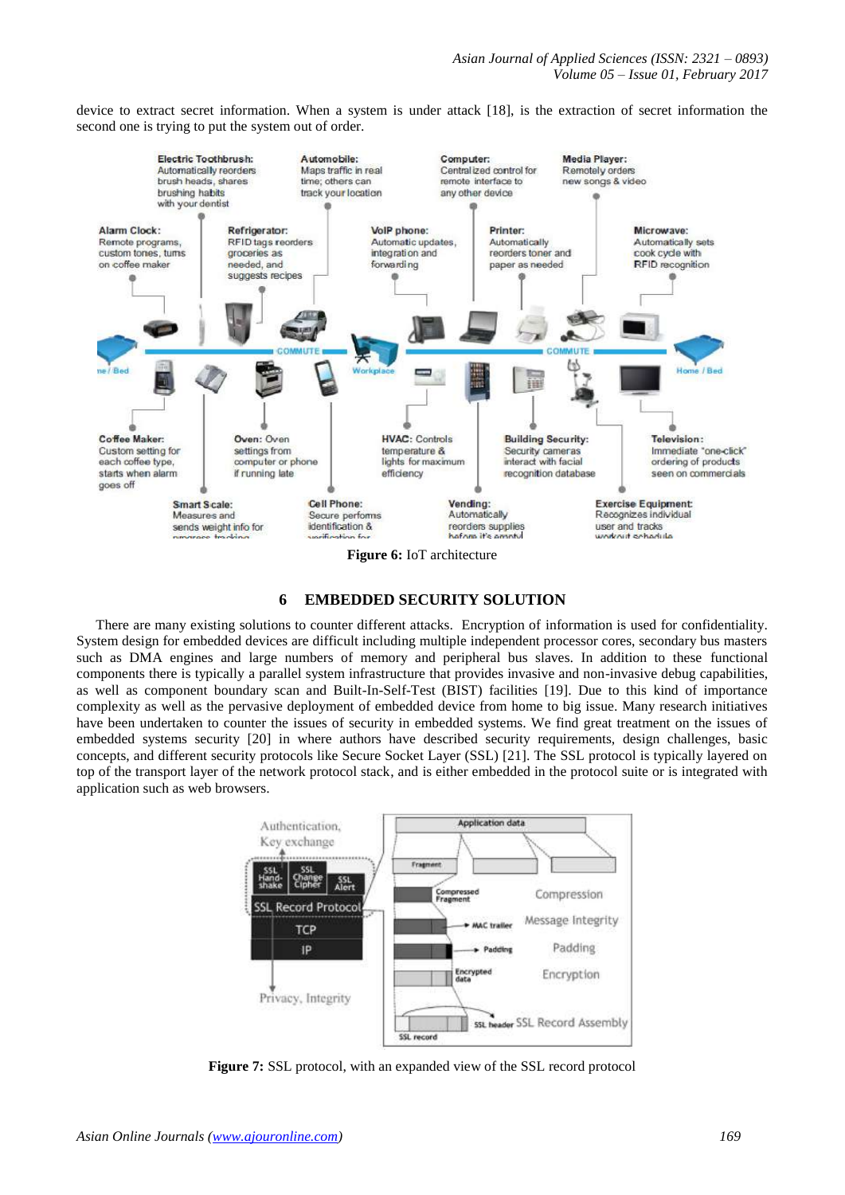device to extract secret information. When a system is under attack [18], is the extraction of secret information the second one is trying to put the system out of order.

**Figure 6:** IoT architecture

## 6 EMBEDDED SECURITY SOLUTION

There are many existing solutions to counter different attacks. Encryption of information is used for confidentiality. System design for embedded devices are difficult including multiple independent processor cores, secondary bus masters such as DMA engines and large numbers of memory and peripheral bus slaves. In addition to these functional components there is typically a parallel system infrastructure that provides invasive and non-invasive debug capabilities, as well as component boundary scan and Built-In-Self-Test (BIST) facilities [19]. Due to this kind of importance complexity as well as the pervasive deployment of embedded device from home to big issue. Many research initiatives have been undertaken to counter the issues of security in embedded systems. We find great treatment on the issues of embedded systems security [20] in where authors have described security requirements, design challenges, basic concepts, and different security protocols like Secure Socket Layer (SSL) [21]. The SSL protocol is typically layered on top of the transport layer of the network protocol stack, and is either embedded in the protocol suite or is integrated with application such as web browsers.

**Figure 7:** SSL protocol, with an expanded view of the SSL record protocol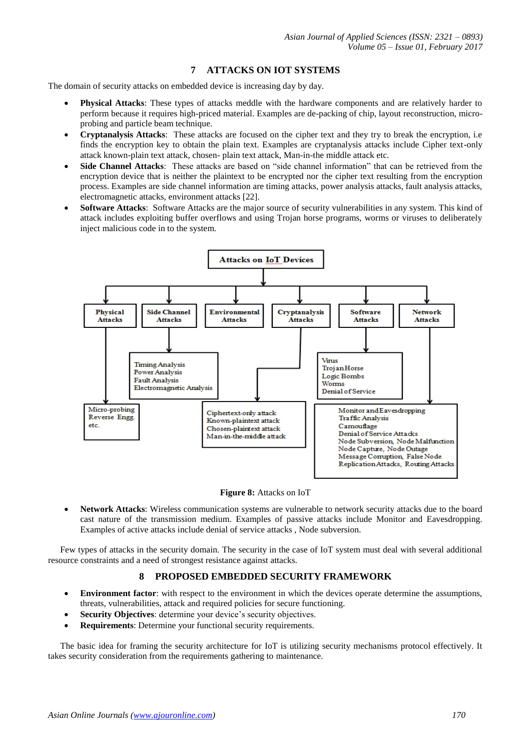## 7 ATTACKS ON IOT SYSTEMS

The domain of security attacks on embedded device is increasing day by day.

- **Physical Attacks**: These types of attacks meddle with the hardware components and are relatively harder to perform because it requires high-priced material. Examples are de-packing of chip, layout reconstruction, micro-probing and particle beam technique.
- **Cryptanalysis Attacks**: These attacks are focused on the cipher text and they try to break the encryption, i.e finds the encryption key to obtain the plain text. Examples are cryptanalysis attacks include Cipher text-only attack known-plain text attack, chosen- plain text attack, Man-in-the middle attack etc.
- **Side Channel Attacks**: These attacks are based on "side channel information" that can be retrieved from the encryption device that is neither the plaintext to be encrypted nor the cipher text resulting from the encryption process. Examples are side channel information are timing attacks, power analysis attacks, fault analysis attacks, electromagnetic attacks, environment attacks [22].
- **Software Attacks**: Software Attacks are the major source of security vulnerabilities in any system. This kind of attack includes exploiting buffer overflows and using Trojan horse programs, worms or viruses to deliberately inject malicious code in to the system.

Attacks on IoT Devices

- Physical Attacks
  - Micro-probing, Reverse Engg. etc.
- Side Channel Attacks
  - Timing Analysis, Power Analysis, Fault Analysis, Electromagnetic Analysis
- Environmental Attacks
- Cryptanalysis Attacks
  - Ciphertext-only attack, Known-plaintext attack, Chosen-plaintext attack, Man-in-the-middle attack
- Software Attacks
  - Virus, Trojan Horse, Logic Bombs, Worms, Denial of Service
- Network Attacks
  - Monitor and Eavesdropping, Traffic Analysis, Camouflage, Denial of Service Attacks, Node Subversion, Node Malfunction, Node Capture, Node Outage, Message Corruption, False Node, Replication Attacks, Routing Attacks

**Figure 8:** Attacks on IoT

- **Network Attacks**: Wireless communication systems are vulnerable to network security attacks due to the board cast nature of the transmission medium. Examples of passive attacks include Monitor and Eavesdropping. Examples of active attacks include denial of service attacks , Node subversion.

Few types of attacks in the security domain. The security in the case of IoT system must deal with several additional resource constraints and a need of strongest resistance against attacks.

## 8 PROPOSED EMBEDDED SECURITY FRAMEWORK

- **Environment factor**: with respect to the environment in which the devices operate determine the assumptions, threats, vulnerabilities, attack and required policies for secure functioning.
- **Security Objectives**: determine your device's security objectives.
- **Requirements**: Determine your functional security requirements.

The basic idea for framing the security architecture for IoT is utilizing security mechanisms protocol effectively. It takes security consideration from the requirements gathering to maintenance.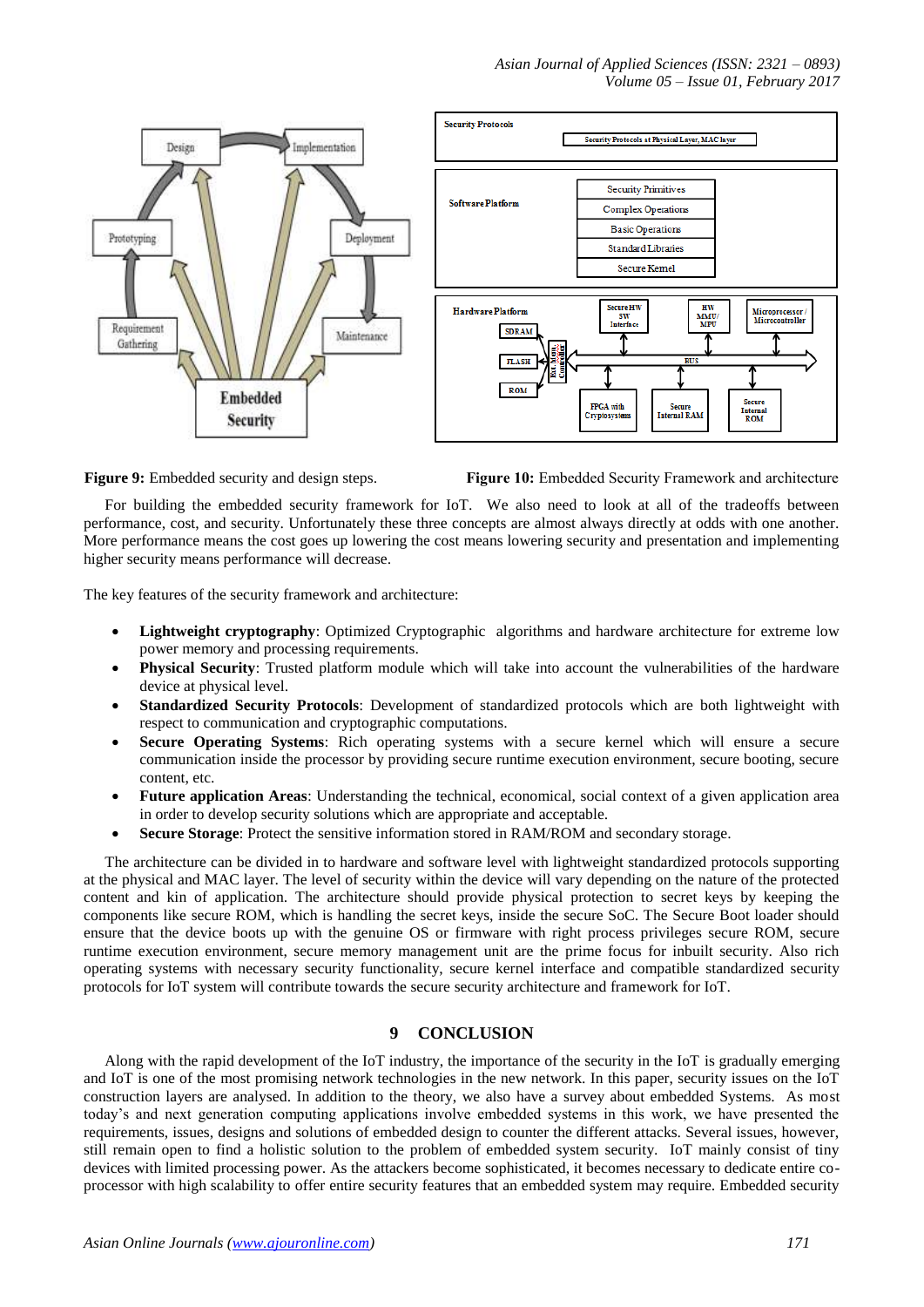**Figure 9:** Embedded security and design steps.

**Figure 10:** Embedded Security Framework and architecture

For building the embedded security framework for IoT. We also need to look at all of the tradeoffs between performance, cost, and security. Unfortunately these three concepts are almost always directly at odds with one another. More performance means the cost goes up lowering the cost means lowering security and presentation and implementing higher security means performance will decrease.

The key features of the security framework and architecture:

- **Lightweight cryptography**: Optimized Cryptographic algorithms and hardware architecture for extreme low power memory and processing requirements.
- **Physical Security**: Trusted platform module which will take into account the vulnerabilities of the hardware device at physical level.
- **Standardized Security Protocols**: Development of standardized protocols which are both lightweight with respect to communication and cryptographic computations.
- **Secure Operating Systems**: Rich operating systems with a secure kernel which will ensure a secure communication inside the processor by providing secure runtime execution environment, secure booting, secure content, etc.
- **Future application Areas**: Understanding the technical, economical, social context of a given application area in order to develop security solutions which are appropriate and acceptable.
- **Secure Storage**: Protect the sensitive information stored in RAM/ROM and secondary storage.

The architecture can be divided in to hardware and software level with lightweight standardized protocols supporting at the physical and MAC layer. The level of security within the device will vary depending on the nature of the protected content and kin of application. The architecture should provide physical protection to secret keys by keeping the components like secure ROM, which is handling the secret keys, inside the secure SoC. The Secure Boot loader should ensure that the device boots up with the genuine OS or firmware with right process privileges secure ROM, secure runtime execution environment, secure memory management unit are the prime focus for inbuilt security. Also rich operating systems with necessary security functionality, secure kernel interface and compatible standardized security protocols for IoT system will contribute towards the secure security architecture and framework for IoT.

## 9 CONCLUSION

Along with the rapid development of the IoT industry, the importance of the security in the IoT is gradually emerging and IoT is one of the most promising network technologies in the new network. In this paper, security issues on the IoT construction layers are analysed. In addition to the theory, we also have a survey about embedded Systems. As most today's and next generation computing applications involve embedded systems in this work, we have presented the requirements, issues, designs and solutions of embedded design to counter the different attacks. Several issues, however, still remain open to find a holistic solution to the problem of embedded system security. IoT mainly consist of tiny devices with limited processing power. As the attackers become sophisticated, it becomes necessary to dedicate entire co-processor with high scalability to offer entire security features that an embedded system may require. Embedded security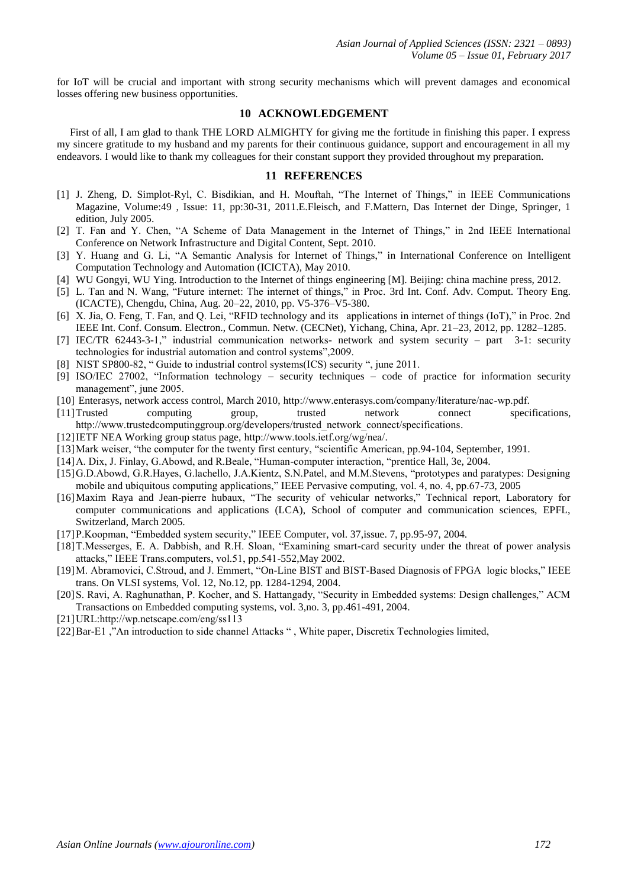for IoT will be crucial and important with strong security mechanisms which will prevent damages and economical losses offering new business opportunities.

## 10 ACKNOWLEDGEMENT

First of all, I am glad to thank THE LORD ALMIGHTY for giving me the fortitude in finishing this paper. I express my sincere gratitude to my husband and my parents for their continuous guidance, support and encouragement in all my endeavors. I would like to thank my colleagues for their constant support they provided throughout my preparation.

## 11 REFERENCES

[1] J. Zheng, D. Simplot-Ryl, C. Bisdikian, and H. Mouftah, "The Internet of Things," in IEEE Communications Magazine, Volume:49 , Issue: 11, pp:30-31, 2011.E.Fleisch, and F.Mattern, Das Internet der Dinge, Springer, 1 edition, July 2005.

[2] T. Fan and Y. Chen, "A Scheme of Data Management in the Internet of Things," in 2nd IEEE International Conference on Network Infrastructure and Digital Content, Sept. 2010.

[3] Y. Huang and G. Li, "A Semantic Analysis for Internet of Things," in International Conference on Intelligent Computation Technology and Automation (ICICTA), May 2010.

[4] WU Gongyi, WU Ying. Introduction to the Internet of things engineering [M]. Beijing: china machine press, 2012.

[5] L. Tan and N. Wang, "Future internet: The internet of things," in Proc. 3rd Int. Conf. Adv. Comput. Theory Eng. (ICACTE), Chengdu, China, Aug. 20–22, 2010, pp. V5-376–V5-380.

[6] X. Jia, O. Feng, T. Fan, and Q. Lei, "RFID technology and its applications in internet of things (IoT)," in Proc. 2nd IEEE Int. Conf. Consum. Electron., Commun. Netw. (CECNet), Yichang, China, Apr. 21–23, 2012, pp. 1282–1285.

[7] IEC/TR 62443-3-1," industrial communication networks- network and system security – part 3-1: security technologies for industrial automation and control systems",2009.

[8] NIST SP800-82, " Guide to industrial control systems(ICS) security ", june 2011.

[9] ISO/IEC 27002, "Information technology – security techniques – code of practice for information security management", june 2005.

[10] Enterasys, network access control, March 2010, http://www.enterasys.com/company/literature/nac-wp.pdf.

[11] Trusted computing group, trusted network connect specifications, http://www.trustedcomputinggroup.org/developers/trusted_network_connect/specifications.

[12] IETF NEA Working group status page, http://www.tools.ietf.org/wg/nea/.

[13] Mark weiser, "the computer for the twenty first century, "scientific American, pp.94-104, September, 1991.

[14] A. Dix, J. Finlay, G.Abowd, and R.Beale, "Human-computer interaction, "prentice Hall, 3e, 2004.

[15] G.D.Abowd, G.R.Hayes, G.lachello, J.A.Kientz, S.N.Patel, and M.M.Stevens, "prototypes and paratypes: Designing mobile and ubiquitous computing applications," IEEE Pervasive computing, vol. 4, no. 4, pp.67-73, 2005

[16] Maxim Raya and Jean-pierre hubaux, "The security of vehicular networks," Technical report, Laboratory for computer communications and applications (LCA), School of computer and communication sciences, EPFL, Switzerland, March 2005.

[17] P.Koopman, "Embedded system security," IEEE Computer, vol. 37,issue. 7, pp.95-97, 2004.

[18] T.Messerges, E. A. Dabbish, and R.H. Sloan, "Examining smart-card security under the threat of power analysis attacks," IEEE Trans.computers, vol.51, pp.541-552,May 2002.

[19] M. Abramovici, C.Stroud, and J. Emmert, "On-Line BIST and BIST-Based Diagnosis of FPGA logic blocks," IEEE trans. On VLSI systems, Vol. 12, No.12, pp. 1284-1294, 2004.

[20] S. Ravi, A. Raghunathan, P. Kocher, and S. Hattangady, "Security in Embedded systems: Design challenges," ACM Transactions on Embedded computing systems, vol. 3,no. 3, pp.461-491, 2004.

[21] URL:http://wp.netscape.com/eng/ss113

[22] Bar-E1 ,"An introduction to side channel Attacks " , White paper, Discretix Technologies limited,